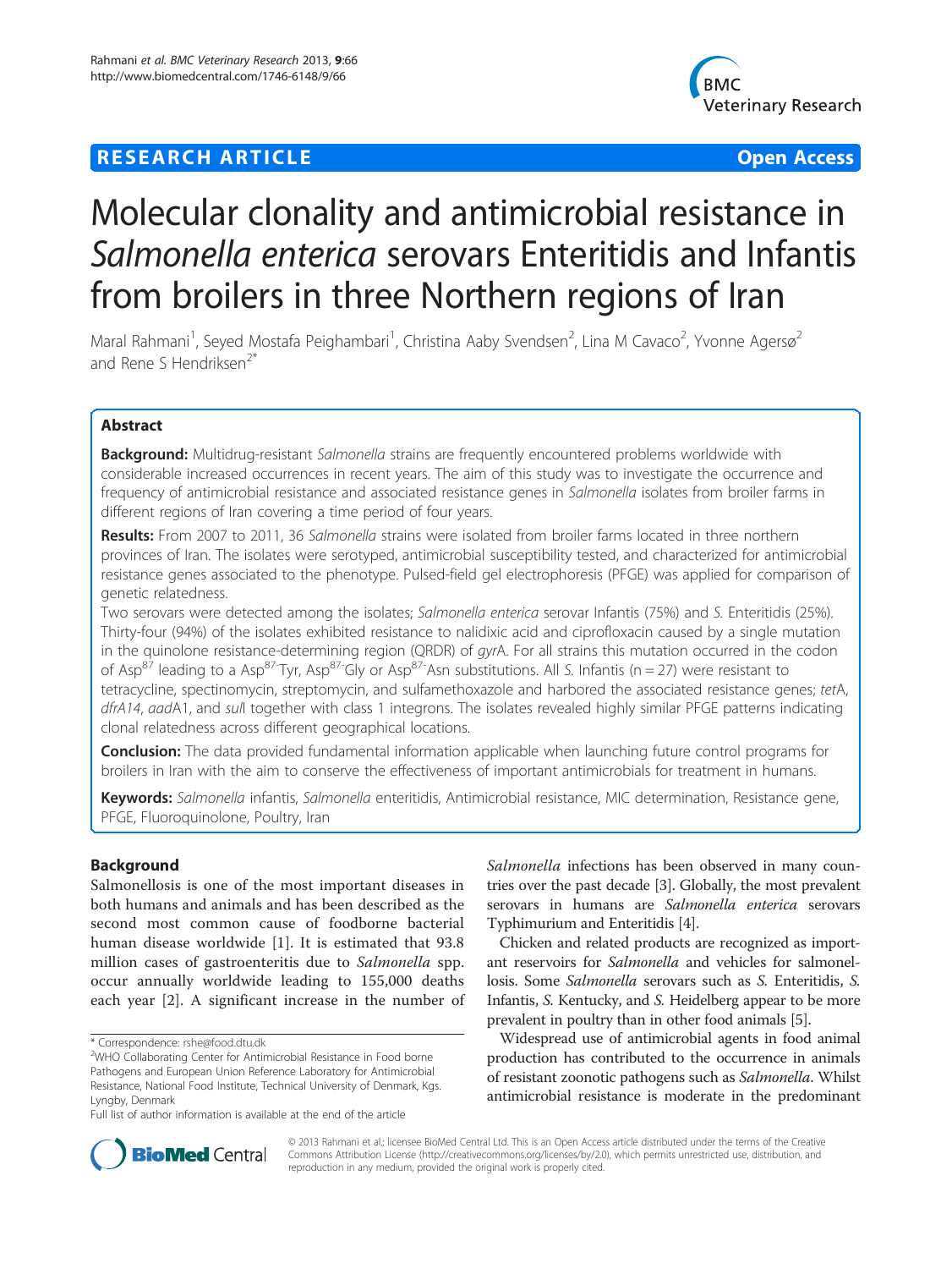# RESEARCH ARTICLE

**Open Access**

# Molecular clonality and antimicrobial resistance in *Salmonella enterica* serovars Enteritidis and Infantis from broilers in three Northern regions of Iran

Maral Rahmani[1], Seyed Mostafa Peighambari[1], Christina Aaby Svendsen[2], Lina M Cavaco[2], Yvonne Agersø[2] and Rene S Hendriksen[2*]

## Abstract

**Background:** Multidrug-resistant *Salmonella* strains are frequently encountered problems worldwide with considerable increased occurrences in recent years. The aim of this study was to investigate the occurrence and frequency of antimicrobial resistance and associated resistance genes in *Salmonella* isolates from broiler farms in different regions of Iran covering a time period of four years.

**Results:** From 2007 to 2011, 36 *Salmonella* strains were isolated from broiler farms located in three northern provinces of Iran. The isolates were serotyped, antimicrobial susceptibility tested, and characterized for antimicrobial resistance genes associated to the phenotype. Pulsed-field gel electrophoresis (PFGE) was applied for comparison of genetic relatedness.

Two serovars were detected among the isolates; *Salmonella enterica* serovar Infantis (75%) and *S.* Enteritidis (25%). Thirty-four (94%) of the isolates exhibited resistance to nalidixic acid and ciprofloxacin caused by a single mutation in the quinolone resistance-determining region (QRDR) of *gyr*A. For all strains this mutation occurred in the codon of $Asp^{87}$ leading to a $Asp^{87}$-Tyr, $Asp^{87}$-Gly or $Asp^{87}$-Asn substitutions. All *S.* Infantis (n = 27) were resistant to tetracycline, spectinomycin, streptomycin, and sulfamethoxazole and harbored the associated resistance genes; *tet*A, *dfrA14*, *aad*A1, and *sul*I together with class 1 integrons. The isolates revealed highly similar PFGE patterns indicating clonal relatedness across different geographical locations.

**Conclusion:** The data provided fundamental information applicable when launching future control programs for broilers in Iran with the aim to conserve the effectiveness of important antimicrobials for treatment in humans.

**Keywords:** *Salmonella* infantis, *Salmonella* enteritidis, Antimicrobial resistance, MIC determination, Resistance gene, PFGE, Fluoroquinolone, Poultry, Iran

## Background

Salmonellosis is one of the most important diseases in both humans and animals and has been described as the second most common cause of foodborne bacterial human disease worldwide [1]. It is estimated that 93.8 million cases of gastroenteritis due to *Salmonella* spp. occur annually worldwide leading to 155,000 deaths each year [2]. A significant increase in the number of *Salmonella* infections has been observed in many countries over the past decade [3]. Globally, the most prevalent serovars in humans are *Salmonella enterica* serovars Typhimurium and Enteritidis [4].

Chicken and related products are recognized as important reservoirs for *Salmonella* and vehicles for salmonellosis. Some *Salmonella* serovars such as *S.* Enteritidis, *S.* Infantis, *S.* Kentucky, and *S.* Heidelberg appear to be more prevalent in poultry than in other food animals [5].

Widespread use of antimicrobial agents in food animal production has contributed to the occurrence in animals of resistant zoonotic pathogens such as *Salmonella*. Whilst antimicrobial resistance is moderate in the predominant

* Correspondence: rshe@food.dtu.dk
[2]WHO Collaborating Center for Antimicrobial Resistance in Food borne Pathogens and European Union Reference Laboratory for Antimicrobial Resistance, National Food Institute, Technical University of Denmark, Kgs. Lyngby, Denmark
Full list of author information is available at the end of the article

© 2013 Rahmani et al.; licensee BioMed Central Ltd. This is an Open Access article distributed under the terms of the Creative Commons Attribution License (http://creativecommons.org/licenses/by/2.0), which permits unrestricted use, distribution, and reproduction in any medium, provided the original work is properly cited.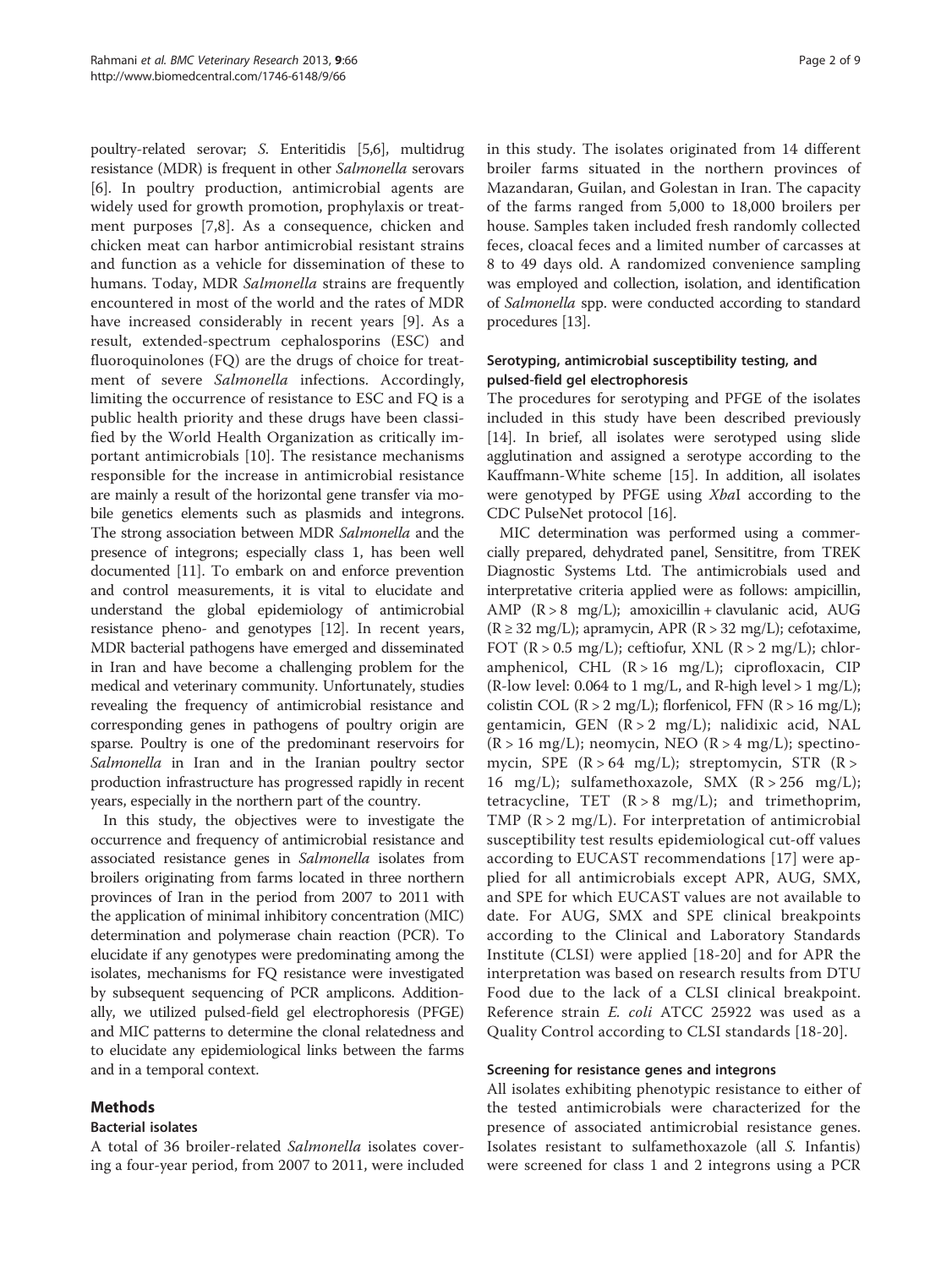poultry-related serovar; *S.* Enteritidis [5,6], multidrug resistance (MDR) is frequent in other *Salmonella* serovars [6]. In poultry production, antimicrobial agents are widely used for growth promotion, prophylaxis or treatment purposes [7,8]. As a consequence, chicken and chicken meat can harbor antimicrobial resistant strains and function as a vehicle for dissemination of these to humans. Today, MDR *Salmonella* strains are frequently encountered in most of the world and the rates of MDR have increased considerably in recent years [9]. As a result, extended-spectrum cephalosporins (ESC) and fluoroquinolones (FQ) are the drugs of choice for treatment of severe *Salmonella* infections. Accordingly, limiting the occurrence of resistance to ESC and FQ is a public health priority and these drugs have been classified by the World Health Organization as critically important antimicrobials [10]. The resistance mechanisms responsible for the increase in antimicrobial resistance are mainly a result of the horizontal gene transfer via mobile genetics elements such as plasmids and integrons. The strong association between MDR *Salmonella* and the presence of integrons; especially class 1, has been well documented [11]. To embark on and enforce prevention and control measurements, it is vital to elucidate and understand the global epidemiology of antimicrobial resistance pheno- and genotypes [12]. In recent years, MDR bacterial pathogens have emerged and disseminated in Iran and have become a challenging problem for the medical and veterinary community. Unfortunately, studies revealing the frequency of antimicrobial resistance and corresponding genes in pathogens of poultry origin are sparse. Poultry is one of the predominant reservoirs for *Salmonella* in Iran and in the Iranian poultry sector production infrastructure has progressed rapidly in recent years, especially in the northern part of the country.

In this study, the objectives were to investigate the occurrence and frequency of antimicrobial resistance and associated resistance genes in *Salmonella* isolates from broilers originating from farms located in three northern provinces of Iran in the period from 2007 to 2011 with the application of minimal inhibitory concentration (MIC) determination and polymerase chain reaction (PCR). To elucidate if any genotypes were predominating among the isolates, mechanisms for FQ resistance were investigated by subsequent sequencing of PCR amplicons. Additionally, we utilized pulsed-field gel electrophoresis (PFGE) and MIC patterns to determine the clonal relatedness and to elucidate any epidemiological links between the farms and in a temporal context.

## Methods

### Bacterial isolates

A total of 36 broiler-related *Salmonella* isolates covering a four-year period, from 2007 to 2011, were included in this study. The isolates originated from 14 different broiler farms situated in the northern provinces of Mazandaran, Guilan, and Golestan in Iran. The capacity of the farms ranged from 5,000 to 18,000 broilers per house. Samples taken included fresh randomly collected feces, cloacal feces and a limited number of carcasses at 8 to 49 days old. A randomized convenience sampling was employed and collection, isolation, and identification of *Salmonella* spp. were conducted according to standard procedures [13].

### Serotyping, antimicrobial susceptibility testing, and pulsed-field gel electrophoresis

The procedures for serotyping and PFGE of the isolates included in this study have been described previously [14]. In brief, all isolates were serotyped using slide agglutination and assigned a serotype according to the Kauffmann-White scheme [15]. In addition, all isolates were genotyped by PFGE using *Xba*I according to the CDC PulseNet protocol [16].

MIC determination was performed using a commercially prepared, dehydrated panel, Sensititre, from TREK Diagnostic Systems Ltd. The antimicrobials used and interpretative criteria applied were as follows: ampicillin, AMP (R > 8 mg/L); amoxicillin + clavulanic acid, AUG (R ≥ 32 mg/L); apramycin, APR (R > 32 mg/L); cefotaxime, FOT (R > 0.5 mg/L); ceftiofur, XNL (R > 2 mg/L); chloramphenicol, CHL (R > 16 mg/L); ciprofloxacin, CIP (R-low level: 0.064 to 1 mg/L, and R-high level > 1 mg/L); colistin COL (R > 2 mg/L); florfenicol, FFN (R > 16 mg/L); gentamicin, GEN (R > 2 mg/L); nalidixic acid, NAL (R > 16 mg/L); neomycin, NEO (R > 4 mg/L); spectinomycin, SPE (R > 64 mg/L); streptomycin, STR (R > 16 mg/L); sulfamethoxazole, SMX (R > 256 mg/L); tetracycline, TET (R > 8 mg/L); and trimethoprim, TMP (R > 2 mg/L). For interpretation of antimicrobial susceptibility test results epidemiological cut-off values according to EUCAST recommendations [17] were applied for all antimicrobials except APR, AUG, SMX, and SPE for which EUCAST values are not available to date. For AUG, SMX and SPE clinical breakpoints according to the Clinical and Laboratory Standards Institute (CLSI) were applied [18-20] and for APR the interpretation was based on research results from DTU Food due to the lack of a CLSI clinical breakpoint. Reference strain *E. coli* ATCC 25922 was used as a Quality Control according to CLSI standards [18-20].

### Screening for resistance genes and integrons

All isolates exhibiting phenotypic resistance to either of the tested antimicrobials were characterized for the presence of associated antimicrobial resistance genes. Isolates resistant to sulfamethoxazole (all *S.* Infantis) were screened for class 1 and 2 integrons using a PCR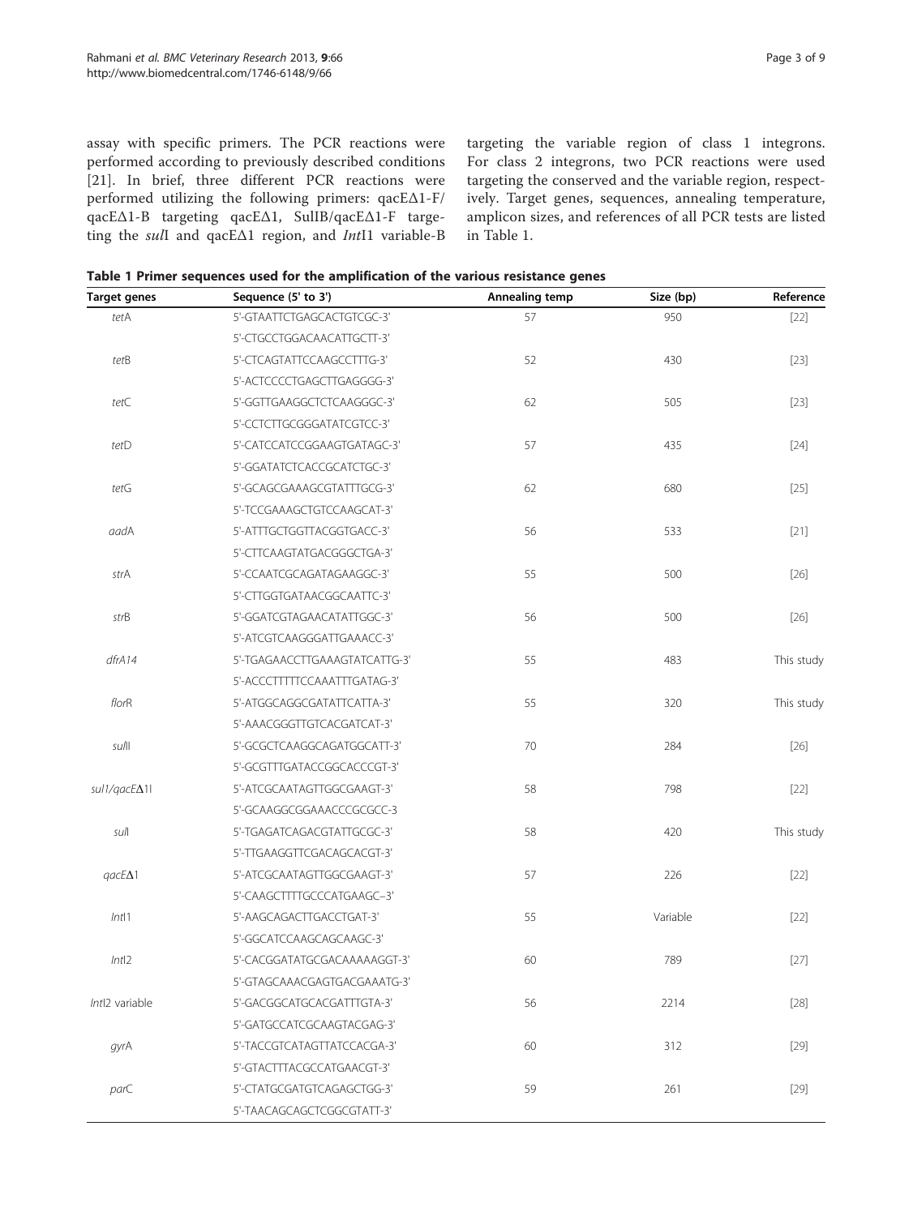assay with specific primers. The PCR reactions were performed according to previously described conditions [21]. In brief, three different PCR reactions were performed utilizing the following primers: qacEΔ1-F/qacEΔ1-B targeting qacEΔ1, SulIB/qacEΔ1-F targeting the *sul*I and qacEΔ1 region, and *Int*I1 variable-B targeting the variable region of class 1 integrons. For class 2 integrons, two PCR reactions were used targeting the conserved and the variable region, respectively. Target genes, sequences, annealing temperature, amplicon sizes, and references of all PCR tests are listed in Table 1.

**Table 1 Primer sequences used for the amplification of the various resistance genes**

| Target genes | Sequence (5' to 3') | Annealing temp | Size (bp) | Reference |
|---|---|---|---|---|
| *tet*A | 5'-GTAATTCTGAGCACTGTCGC-3' | 57 | 950 | [22] |
| | 5'-CTGCCTGGACAACATTGCTT-3' | | | |
| *tet*B | 5'-CTCAGTATTCCAAGCCTTTG-3' | 52 | 430 | [23] |
| | 5'-ACTCCCCTGAGCTTGAGGGG-3' | | | |
| *tet*C | 5'-GGTTGAAGGCTCTCAAGGGC-3' | 62 | 505 | [23] |
| | 5'-CCTCTTGCGGGATATCGTCC-3' | | | |
| *tet*D | 5'-CATCCATCCGGAAGTGATAGC-3' | 57 | 435 | [24] |
| | 5'-GGATATCTCACCGCATCTGC-3' | | | |
| *tet*G | 5'-GCAGCGAAAGCGTATTTGCG-3' | 62 | 680 | [25] |
| | 5'-TCCGAAAGCTGTCCAAGCAT-3' | | | |
| *aad*A | 5'-ATTTGCTGGTTACGGTGACC-3' | 56 | 533 | [21] |
| | 5'-CTTCAAGTATGACGGGCTGA-3' | | | |
| *str*A | 5'-CCAATCGCAGATAGAAGGC-3' | 55 | 500 | [26] |
| | 5'-CTTGGTGATAACGGCAATTC-3' | | | |
| *str*B | 5'-GGATCGTAGAACATATTGGC-3' | 56 | 500 | [26] |
| | 5'-ATCGTCAAGGGATTGAAACC-3' | | | |
| *dfrA14* | 5'-TGAGAACCTTGAAAGTATCATTG-3' | 55 | 483 | This study |
| | 5'-ACCCTTTTTCCAAATTTGATAG-3' | | | |
| *flo*R | 5'-ATGGCAGGCGATATTCATTA-3' | 55 | 320 | This study |
| | 5'-AAACGGGTTGTCACGATCAT-3' | | | |
| *sul*II | 5'-GCGCTCAAGGCAGATGGCATT-3' | 70 | 284 | [26] |
| | 5'-GCGTTTGATACCGGCACCCGT-3' | | | |
| *sul1/qacE*Δ1I | 5'-ATCGCAATAGTTGGCGAAGT-3' | 58 | 798 | [22] |
| | 5'-GCAAGGCGGAAACCCGCGCC-3 | | | |
| *sul*I | 5'-TGAGATCAGACGTATTGCGC-3' | 58 | 420 | This study |
| | 5'-TTGAAGGTTCGACAGCACGT-3' | | | |
| *qacE*Δ1 | 5'-ATCGCAATAGTTGGCGAAGT-3' | 57 | 226 | [22] |
| | 5'-CAAGCTTTTGCCCATGAAGC–3' | | | |
| *Int*I1 | 5'-AAGCAGACTTGACCTGAT-3' | 55 | Variable | [22] |
| | 5'-GGCATCCAAGCAGCAAGC-3' | | | |
| *Int*I2 | 5'-CACGGATATGCGACAAAAAGGT-3' | 60 | 789 | [27] |
| | 5'-GTAGCAAACGAGTGACGAAATG-3' | | | |
| *Int*I2 variable | 5'-GACGGCATGCACGATTTGTA-3' | 56 | 2214 | [28] |
| | 5'-GATGCCATCGCAAGTACGAG-3' | | | |
| *gyr*A | 5'-TACCGTCATAGTTATCCACGA-3' | 60 | 312 | [29] |
| | 5'-GTACTTTACGCCATGAACGT-3' | | | |
| *par*C | 5'-CTATGCGATGTCAGAGCTGG-3' | 59 | 261 | [29] |
| | 5'-TAACAGCAGCTCGGCGTATT-3' | | | |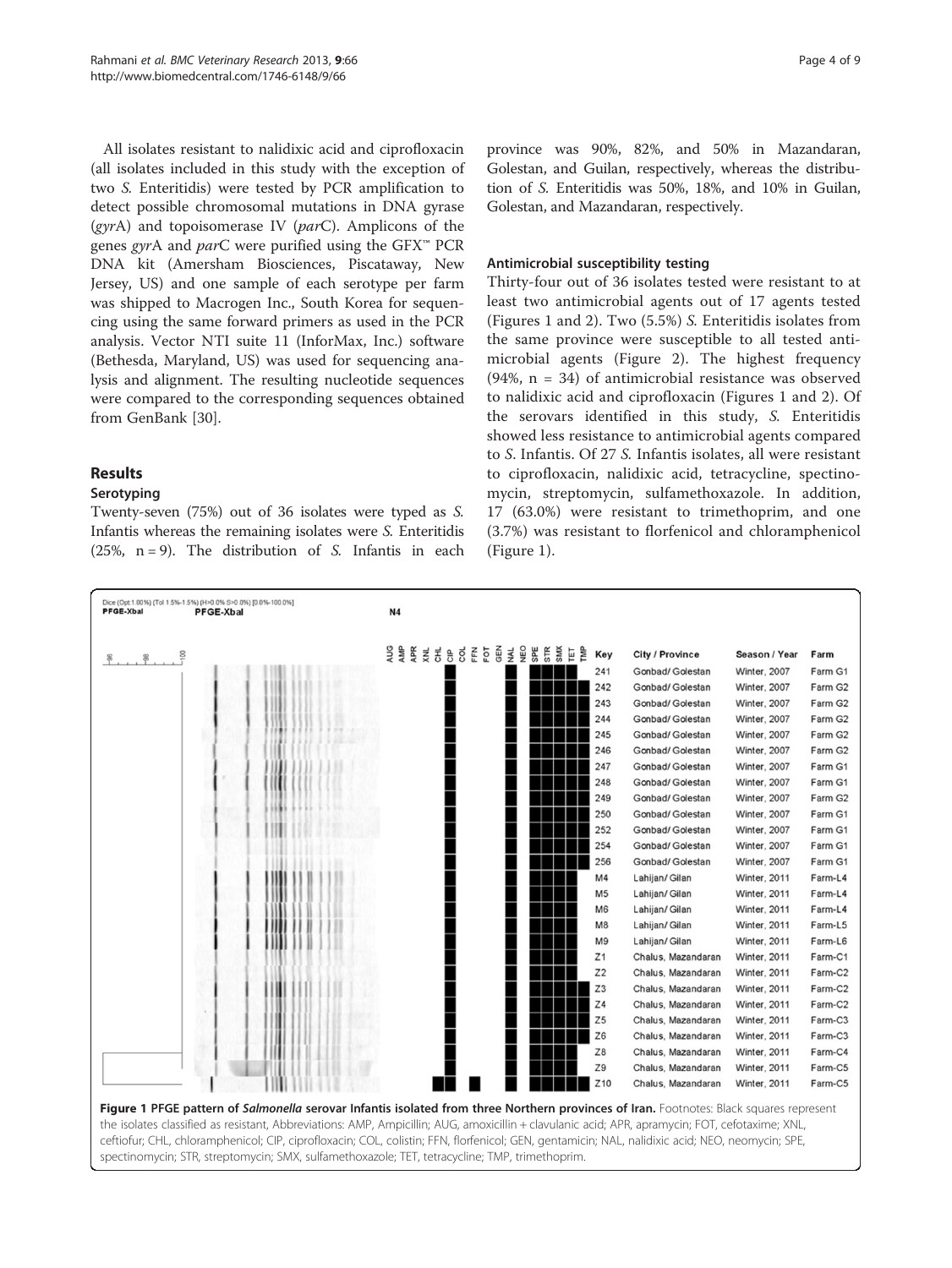All isolates resistant to nalidixic acid and ciprofloxacin (all isolates included in this study with the exception of two *S.* Enteritidis) were tested by PCR amplification to detect possible chromosomal mutations in DNA gyrase (*gyr*A) and topoisomerase IV (*par*C). Amplicons of the genes *gyr*A and *par*C were purified using the GFX™ PCR DNA kit (Amersham Biosciences, Piscataway, New Jersey, US) and one sample of each serotype per farm was shipped to Macrogen Inc., South Korea for sequencing using the same forward primers as used in the PCR analysis. Vector NTI suite 11 (InforMax, Inc.) software (Bethesda, Maryland, US) was used for sequencing analysis and alignment. The resulting nucleotide sequences were compared to the corresponding sequences obtained from GenBank [30].

## Results

### Serotyping

Twenty-seven (75%) out of 36 isolates were typed as *S.* Infantis whereas the remaining isolates were *S.* Enteritidis (25%, n = 9). The distribution of *S.* Infantis in each province was 90%, 82%, and 50% in Mazandaran, Golestan, and Guilan, respectively, whereas the distribution of *S.* Enteritidis was 50%, 18%, and 10% in Guilan, Golestan, and Mazandaran, respectively.

### Antimicrobial susceptibility testing

Thirty-four out of 36 isolates tested were resistant to at least two antimicrobial agents out of 17 agents tested (Figures 1 and 2). Two (5.5%) *S.* Enteritidis isolates from the same province were susceptible to all tested antimicrobial agents (Figure 2). The highest frequency (94%, n = 34) of antimicrobial resistance was observed to nalidixic acid and ciprofloxacin (Figures 1 and 2). Of the serovars identified in this study, *S.* Enteritidis showed less resistance to antimicrobial agents compared to *S.* Infantis. Of 27 *S.* Infantis isolates, all were resistant to ciprofloxacin, nalidixic acid, tetracycline, spectinomycin, streptomycin, sulfamethoxazole. In addition, 17 (63.0%) were resistant to trimethoprim, and one (3.7%) was resistant to florfenicol and chloramphenicol (Figure 1).

Dice (Opt:1.00%) (Tol 1.5%-1.5%) (H>0.0% S>0.0%) [0.0%-100.0%]
PFGE-XbaI PFGE-XbaI
N4
96 98 100
AUG AMP APR XNL CHL CIP COL FFN FOT GEN NAL NEO SPE STR SMX TET TMP

| Key | City / Province | Season / Year | Farm |
|---|---|---|---|
| 241 | Gonbad/ Golestan | Winter, 2007 | Farm G1 |
| 242 | Gonbad/ Golestan | Winter, 2007 | Farm G2 |
| 243 | Gonbad/ Golestan | Winter, 2007 | Farm G2 |
| 244 | Gonbad/ Golestan | Winter, 2007 | Farm G2 |
| 245 | Gonbad/ Golestan | Winter, 2007 | Farm G2 |
| 246 | Gonbad/ Golestan | Winter, 2007 | Farm G2 |
| 247 | Gonbad/ Golestan | Winter, 2007 | Farm G1 |
| 248 | Gonbad/ Golestan | Winter, 2007 | Farm G1 |
| 249 | Gonbad/ Golestan | Winter, 2007 | Farm G2 |
| 250 | Gonbad/ Golestan | Winter, 2007 | Farm G1 |
| 252 | Gonbad/ Golestan | Winter, 2007 | Farm G1 |
| 254 | Gonbad/ Golestan | Winter, 2007 | Farm G1 |
| 256 | Gonbad/ Golestan | Winter, 2007 | Farm G1 |
| M4 | Lahijan/ Gilan | Winter, 2011 | Farm-L4 |
| M5 | Lahijan/ Gilan | Winter, 2011 | Farm-L4 |
| M6 | Lahijan/ Gilan | Winter, 2011 | Farm-L4 |
| M8 | Lahijan/ Gilan | Winter, 2011 | Farm-L5 |
| M9 | Lahijan/ Gilan | Winter, 2011 | Farm-L6 |
| Z1 | Chalus, Mazandaran | Winter, 2011 | Farm-C1 |
| Z2 | Chalus, Mazandaran | Winter, 2011 | Farm-C2 |
| Z3 | Chalus, Mazandaran | Winter, 2011 | Farm-C2 |
| Z4 | Chalus, Mazandaran | Winter, 2011 | Farm-C2 |
| Z5 | Chalus, Mazandaran | Winter, 2011 | Farm-C3 |
| Z6 | Chalus, Mazandaran | Winter, 2011 | Farm-C3 |
| Z8 | Chalus, Mazandaran | Winter, 2011 | Farm-C4 |
| Z9 | Chalus, Mazandaran | Winter, 2011 | Farm-C5 |
| Z10 | Chalus, Mazandaran | Winter, 2011 | Farm-C5 |

**Figure 1 PFGE pattern of *Salmonella* serovar Infantis isolated from three Northern provinces of Iran.** Footnotes: Black squares represent the isolates classified as resistant, Abbreviations: AMP, Ampicillin; AUG, amoxicillin + clavulanic acid; APR, apramycin; FOT, cefotaxime; XNL, ceftiofur; CHL, chloramphenicol; CIP, ciprofloxacin; COL, colistin; FFN, florfenicol; GEN, gentamicin; NAL, nalidixic acid; NEO, neomycin; SPE, spectinomycin; STR, streptomycin; SMX, sulfamethoxazole; TET, tetracycline; TMP, trimethoprim.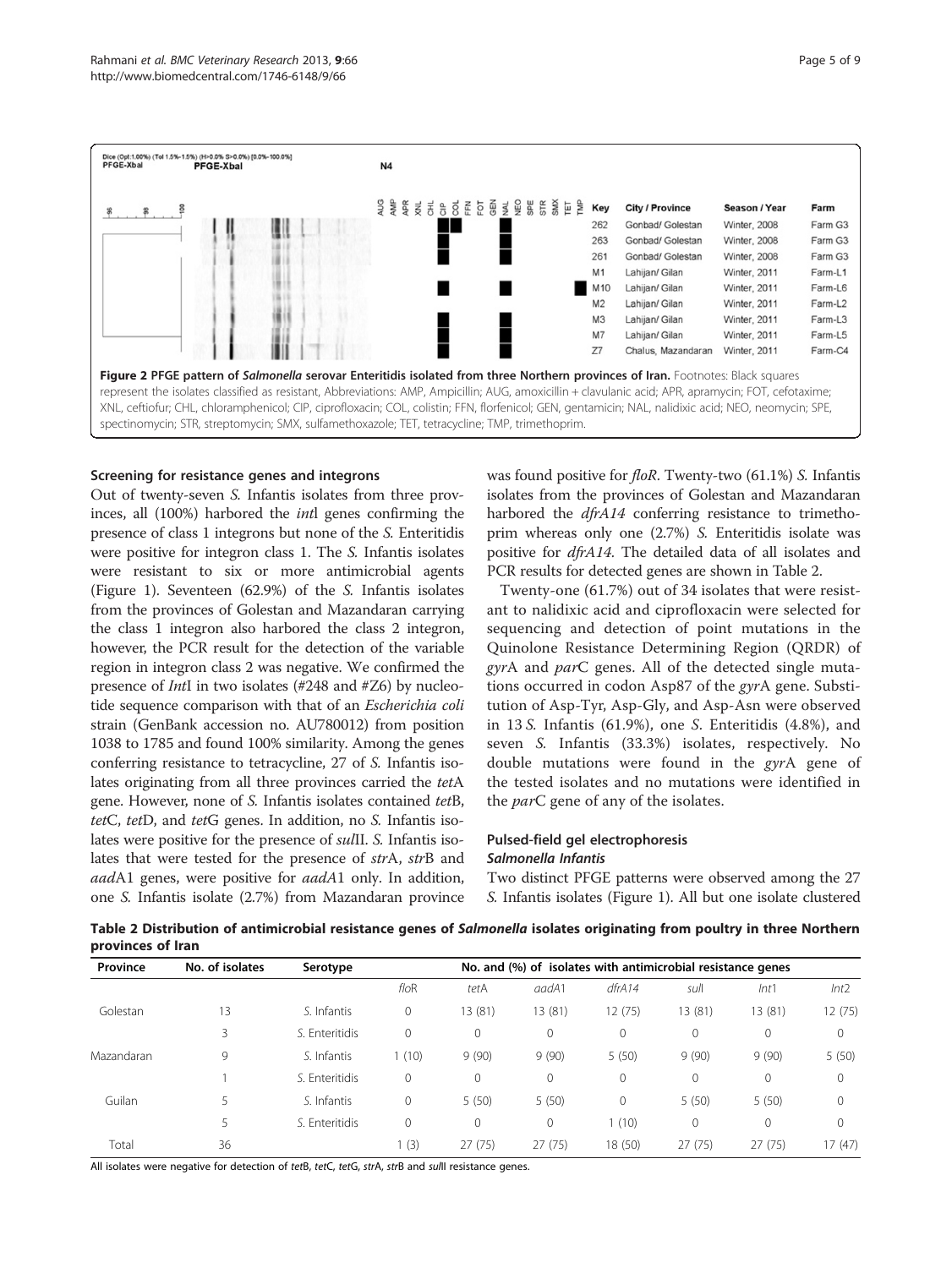Dice (Opt:1.00%) (Tol 1.5%-1.5%) (H>0.0% S>0.0%) [0.0%-100.0%]
PFGE-XbaI
PFGE-XbaI
N4

96
98
100

AUG AMP APR XNL CHL CIP COL FFN FOT GEN NAL NEO SPE STR SMX TET TMP

Key | City / Province | Season / Year | Farm

262 Gonbad/ Golestan Winter, 2008 Farm G3

263 Gonbad/ Golestan Winter, 2008 Farm G3

261 Gonbad/ Golestan Winter, 2008 Farm G3

M1 Lahijan/ Gilan Winter, 2011 Farm-L1

M10 Lahijan/ Gilan Winter, 2011 Farm-L6

M2 Lahijan/ Gilan Winter, 2011 Farm-L2

M3 Lahijan/ Gilan Winter, 2011 Farm-L3

M7 Lahijan/ Gilan Winter, 2011 Farm-L5

Z7 Chalus, Mazandaran Winter, 2011 Farm-C4

**Figure 2 PFGE pattern of *Salmonella* serovar Enteritidis isolated from three Northern provinces of Iran.** Footnotes: Black squares represent the isolates classified as resistant, Abbreviations: AMP, Ampicillin; AUG, amoxicillin + clavulanic acid; APR, apramycin; FOT, cefotaxime; XNL, ceftiofur; CHL, chloramphenicol; CIP, ciprofloxacin; COL, colistin; FFN, florfenicol; GEN, gentamicin; NAL, nalidixic acid; NEO, neomycin; SPE, spectinomycin; STR, streptomycin; SMX, sulfamethoxazole; TET, tetracycline; TMP, trimethoprim.

### Screening for resistance genes and integrons

Out of twenty-seven *S.* Infantis isolates from three provinces, all (100%) harbored the *int*I genes confirming the presence of class 1 integrons but none of the *S.* Enteritidis were positive for integron class 1. The *S.* Infantis isolates were resistant to six or more antimicrobial agents (Figure 1). Seventeen (62.9%) of the *S.* Infantis isolates from the provinces of Golestan and Mazandaran carrying the class 1 integron also harbored the class 2 integron, however, the PCR result for the detection of the variable region in integron class 2 was negative. We confirmed the presence of *Int*I in two isolates (#248 and #Z6) by nucleotide sequence comparison with that of an *Escherichia coli* strain (GenBank accession no. AU780012) from position 1038 to 1785 and found 100% similarity. Among the genes conferring resistance to tetracycline, 27 of *S.* Infantis isolates originating from all three provinces carried the *tet*A gene. However, none of *S.* Infantis isolates contained *tet*B, *tet*C, *tet*D, and *tet*G genes. In addition, no *S.* Infantis isolates were positive for the presence of *sul*II. *S.* Infantis isolates that were tested for the presence of *str*A, *str*B and *aad*A1 genes, were positive for *aad*A1 only. In addition, one *S.* Infantis isolate (2.7%) from Mazandaran province was found positive for *floR*. Twenty-two (61.1%) *S.* Infantis isolates from the provinces of Golestan and Mazandaran harbored the *dfrA14* conferring resistance to trimethoprim whereas only one (2.7%) *S.* Enteritidis isolate was positive for *dfrA14*. The detailed data of all isolates and PCR results for detected genes are shown in Table 2.

Twenty-one (61.7%) out of 34 isolates that were resistant to nalidixic acid and ciprofloxacin were selected for sequencing and detection of point mutations in the Quinolone Resistance Determining Region (QRDR) of *gyr*A and *par*C genes. All of the detected single mutations occurred in codon Asp87 of the *gyr*A gene. Substitution of Asp-Tyr, Asp-Gly, and Asp-Asn were observed in 13 *S.* Infantis (61.9%), one *S.* Enteritidis (4.8%), and seven *S.* Infantis (33.3%) isolates, respectively. No double mutations were found in the *gyr*A gene of the tested isolates and no mutations were identified in the *par*C gene of any of the isolates.

### Pulsed-field gel electrophoresis

#### *Salmonella* Infantis

Two distinct PFGE patterns were observed among the 27 *S.* Infantis isolates (Figure 1). All but one isolate clustered

**Table 2 Distribution of antimicrobial resistance genes of *Salmonella* isolates originating from poultry in three Northern provinces of Iran**

| Province | No. of isolates | Serotype | No. and (%) of isolates with antimicrobial resistance genes | | | | | | |
|---|---|---|---|---|---|---|---|---|---|
| | | | *flo*R | *tet*A | *aad*A1 | *dfrA14* | *sul*I | *Int*1 | *Int*2 |
| Golestan | 13 | *S.* Infantis | 0 | 13 (81) | 13 (81) | 12 (75) | 13 (81) | 13 (81) | 12 (75) |
| | 3 | *S.* Enteritidis | 0 | 0 | 0 | 0 | 0 | 0 | 0 |
| Mazandaran | 9 | *S.* Infantis | 1 (10) | 9 (90) | 9 (90) | 5 (50) | 9 (90) | 9 (90) | 5 (50) |
| | 1 | *S.* Enteritidis | 0 | 0 | 0 | 0 | 0 | 0 | 0 |
| Guilan | 5 | *S.* Infantis | 0 | 5 (50) | 5 (50) | 0 | 5 (50) | 5 (50) | 0 |
| | 5 | *S.* Enteritidis | 0 | 0 | 0 | 1 (10) | 0 | 0 | 0 |
| Total | 36 | | 1 (3) | 27 (75) | 27 (75) | 18 (50) | 27 (75) | 27 (75) | 17 (47) |

All isolates were negative for detection of *tet*B, *tet*C, *tet*G, *str*A, *str*B and *sul*II resistance genes.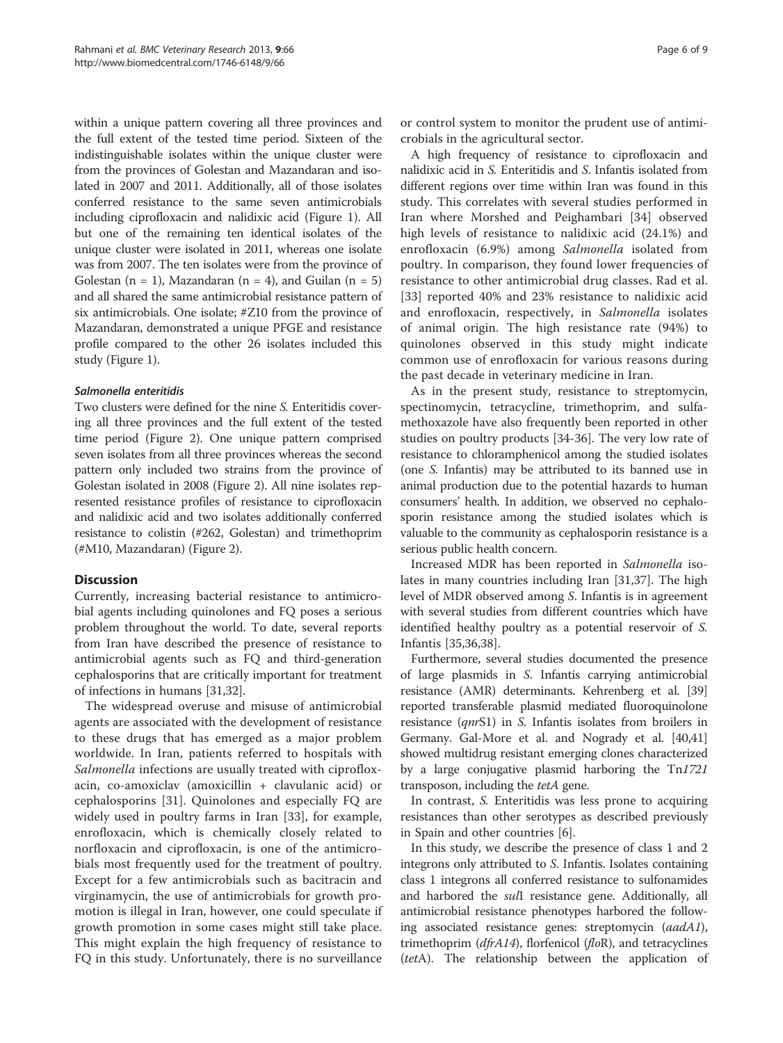within a unique pattern covering all three provinces and the full extent of the tested time period. Sixteen of the indistinguishable isolates within the unique cluster were from the provinces of Golestan and Mazandaran and isolated in 2007 and 2011. Additionally, all of those isolates conferred resistance to the same seven antimicrobials including ciprofloxacin and nalidixic acid (Figure 1). All but one of the remaining ten identical isolates of the unique cluster were isolated in 2011, whereas one isolate was from 2007. The ten isolates were from the province of Golestan (n = 1), Mazandaran (n = 4), and Guilan (n = 5) and all shared the same antimicrobial resistance pattern of six antimicrobials. One isolate; #Z10 from the province of Mazandaran, demonstrated a unique PFGE and resistance profile compared to the other 26 isolates included this study (Figure 1).

#### *Salmonella enteritidis*

Two clusters were defined for the nine *S.* Enteritidis covering all three provinces and the full extent of the tested time period (Figure 2). One unique pattern comprised seven isolates from all three provinces whereas the second pattern only included two strains from the province of Golestan isolated in 2008 (Figure 2). All nine isolates represented resistance profiles of resistance to ciprofloxacin and nalidixic acid and two isolates additionally conferred resistance to colistin (#262, Golestan) and trimethoprim (#M10, Mazandaran) (Figure 2).

## Discussion

Currently, increasing bacterial resistance to antimicrobial agents including quinolones and FQ poses a serious problem throughout the world. To date, several reports from Iran have described the presence of resistance to antimicrobial agents such as FQ and third-generation cephalosporins that are critically important for treatment of infections in humans [31,32].

The widespread overuse and misuse of antimicrobial agents are associated with the development of resistance to these drugs that has emerged as a major problem worldwide. In Iran, patients referred to hospitals with *Salmonella* infections are usually treated with ciprofloxacin, co-amoxiclav (amoxicillin + clavulanic acid) or cephalosporins [31]. Quinolones and especially FQ are widely used in poultry farms in Iran [33], for example, enrofloxacin, which is chemically closely related to norfloxacin and ciprofloxacin, is one of the antimicrobials most frequently used for the treatment of poultry. Except for a few antimicrobials such as bacitracin and virginamycin, the use of antimicrobials for growth promotion is illegal in Iran, however, one could speculate if growth promotion in some cases might still take place. This might explain the high frequency of resistance to FQ in this study. Unfortunately, there is no surveillance or control system to monitor the prudent use of antimicrobials in the agricultural sector.

A high frequency of resistance to ciprofloxacin and nalidixic acid in *S.* Enteritidis and *S.* Infantis isolated from different regions over time within Iran was found in this study. This correlates with several studies performed in Iran where Morshed and Peighambari [34] observed high levels of resistance to nalidixic acid (24.1%) and enrofloxacin (6.9%) among *Salmonella* isolated from poultry. In comparison, they found lower frequencies of resistance to other antimicrobial drug classes. Rad et al. [33] reported 40% and 23% resistance to nalidixic acid and enrofloxacin, respectively, in *Salmonella* isolates of animal origin. The high resistance rate (94%) to quinolones observed in this study might indicate common use of enrofloxacin for various reasons during the past decade in veterinary medicine in Iran.

As in the present study, resistance to streptomycin, spectinomycin, tetracycline, trimethoprim, and sulfamethoxazole have also frequently been reported in other studies on poultry products [34-36]. The very low rate of resistance to chloramphenicol among the studied isolates (one *S.* Infantis) may be attributed to its banned use in animal production due to the potential hazards to human consumers' health. In addition, we observed no cephalosporin resistance among the studied isolates which is valuable to the community as cephalosporin resistance is a serious public health concern.

Increased MDR has been reported in *Salmonella* isolates in many countries including Iran [31,37]. The high level of MDR observed among *S.* Infantis is in agreement with several studies from different countries which have identified healthy poultry as a potential reservoir of *S.* Infantis [35,36,38].

Furthermore, several studies documented the presence of large plasmids in *S.* Infantis carrying antimicrobial resistance (AMR) determinants. Kehrenberg et al. [39] reported transferable plasmid mediated fluoroquinolone resistance (*qnr*S1) in *S.* Infantis isolates from broilers in Germany. Gal-More et al. and Nogrady et al. [40,41] showed multidrug resistant emerging clones characterized by a large conjugative plasmid harboring the Tn*1721* transposon, including the *tetA* gene.

In contrast, *S.* Enteritidis was less prone to acquiring resistances than other serotypes as described previously in Spain and other countries [6].

In this study, we describe the presence of class 1 and 2 integrons only attributed to *S.* Infantis. Isolates containing class 1 integrons all conferred resistance to sulfonamides and harbored the *sul*I resistance gene. Additionally, all antimicrobial resistance phenotypes harbored the following associated resistance genes: streptomycin (*aadA1*), trimethoprim (*dfrA14*), florfenicol (*flo*R), and tetracyclines (*tet*A). The relationship between the application of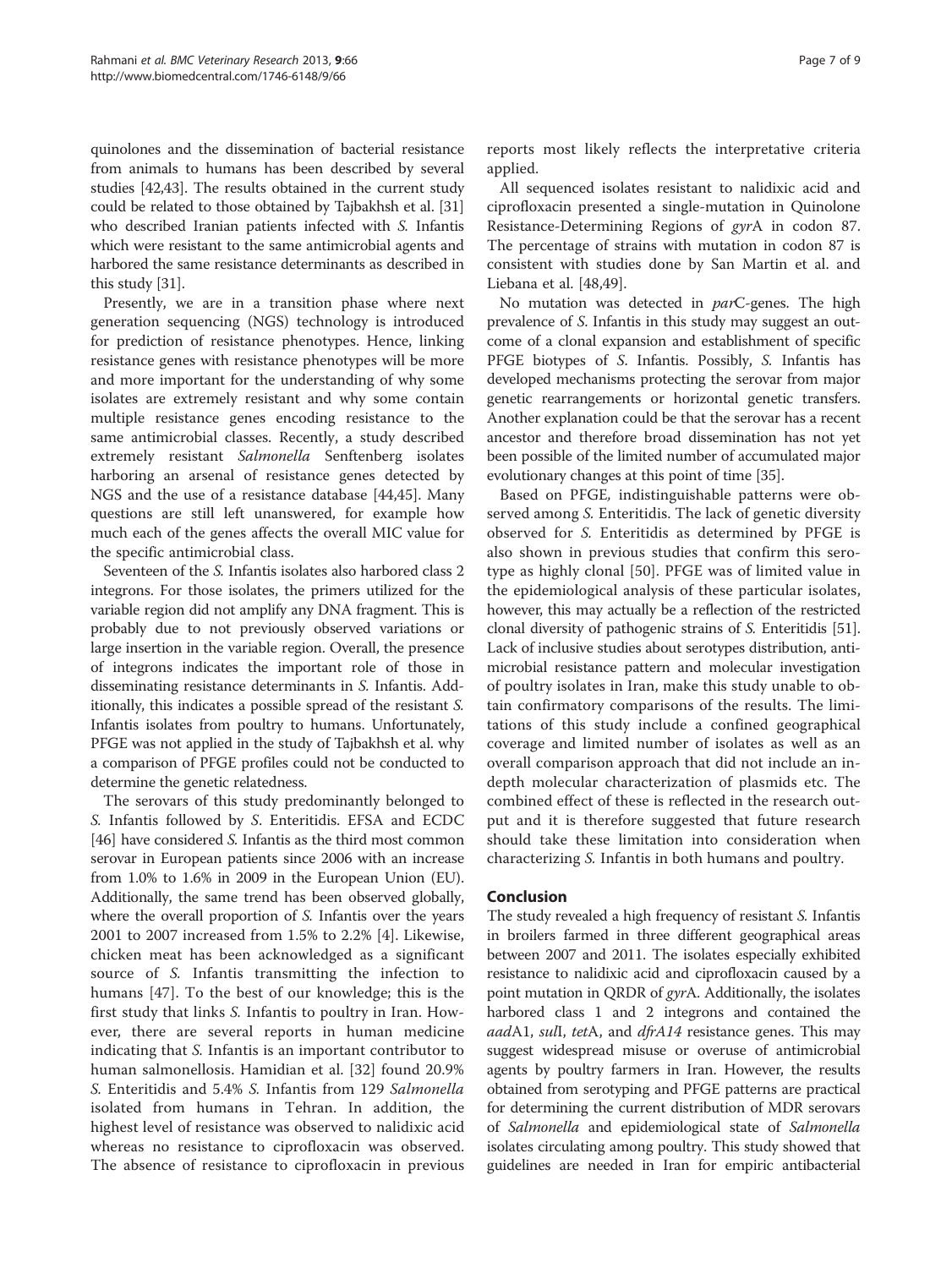quinolones and the dissemination of bacterial resistance from animals to humans has been described by several studies [42,43]. The results obtained in the current study could be related to those obtained by Tajbakhsh et al. [31] who described Iranian patients infected with *S.* Infantis which were resistant to the same antimicrobial agents and harbored the same resistance determinants as described in this study [31].

Presently, we are in a transition phase where next generation sequencing (NGS) technology is introduced for prediction of resistance phenotypes. Hence, linking resistance genes with resistance phenotypes will be more and more important for the understanding of why some isolates are extremely resistant and why some contain multiple resistance genes encoding resistance to the same antimicrobial classes. Recently, a study described extremely resistant *Salmonella* Senftenberg isolates harboring an arsenal of resistance genes detected by NGS and the use of a resistance database [44,45]. Many questions are still left unanswered, for example how much each of the genes affects the overall MIC value for the specific antimicrobial class.

Seventeen of the *S.* Infantis isolates also harbored class 2 integrons. For those isolates, the primers utilized for the variable region did not amplify any DNA fragment. This is probably due to not previously observed variations or large insertion in the variable region. Overall, the presence of integrons indicates the important role of those in disseminating resistance determinants in *S.* Infantis. Additionally, this indicates a possible spread of the resistant *S.* Infantis isolates from poultry to humans. Unfortunately, PFGE was not applied in the study of Tajbakhsh et al. why a comparison of PFGE profiles could not be conducted to determine the genetic relatedness.

The serovars of this study predominantly belonged to *S.* Infantis followed by *S*. Enteritidis. EFSA and ECDC [46] have considered *S.* Infantis as the third most common serovar in European patients since 2006 with an increase from 1.0% to 1.6% in 2009 in the European Union (EU). Additionally, the same trend has been observed globally, where the overall proportion of *S.* Infantis over the years 2001 to 2007 increased from 1.5% to 2.2% [4]. Likewise, chicken meat has been acknowledged as a significant source of *S.* Infantis transmitting the infection to humans [47]. To the best of our knowledge; this is the first study that links *S.* Infantis to poultry in Iran. However, there are several reports in human medicine indicating that *S.* Infantis is an important contributor to human salmonellosis. Hamidian et al. [32] found 20.9% *S.* Enteritidis and 5.4% *S.* Infantis from 129 *Salmonella* isolated from humans in Tehran. In addition, the highest level of resistance was observed to nalidixic acid whereas no resistance to ciprofloxacin was observed. The absence of resistance to ciprofloxacin in previous reports most likely reflects the interpretative criteria applied.

All sequenced isolates resistant to nalidixic acid and ciprofloxacin presented a single-mutation in Quinolone Resistance-Determining Regions of *gyr*A in codon 87. The percentage of strains with mutation in codon 87 is consistent with studies done by San Martin et al. and Liebana et al. [48,49].

No mutation was detected in *par*C-genes. The high prevalence of *S.* Infantis in this study may suggest an outcome of a clonal expansion and establishment of specific PFGE biotypes of *S.* Infantis. Possibly, *S.* Infantis has developed mechanisms protecting the serovar from major genetic rearrangements or horizontal genetic transfers. Another explanation could be that the serovar has a recent ancestor and therefore broad dissemination has not yet been possible of the limited number of accumulated major evolutionary changes at this point of time [35].

Based on PFGE, indistinguishable patterns were observed among *S.* Enteritidis. The lack of genetic diversity observed for *S.* Enteritidis as determined by PFGE is also shown in previous studies that confirm this serotype as highly clonal [50]. PFGE was of limited value in the epidemiological analysis of these particular isolates, however, this may actually be a reflection of the restricted clonal diversity of pathogenic strains of *S.* Enteritidis [51]. Lack of inclusive studies about serotypes distribution, antimicrobial resistance pattern and molecular investigation of poultry isolates in Iran, make this study unable to obtain confirmatory comparisons of the results. The limitations of this study include a confined geographical coverage and limited number of isolates as well as an overall comparison approach that did not include an in-depth molecular characterization of plasmids etc. The combined effect of these is reflected in the research output and it is therefore suggested that future research should take these limitation into consideration when characterizing *S.* Infantis in both humans and poultry.

## Conclusion

The study revealed a high frequency of resistant *S.* Infantis in broilers farmed in three different geographical areas between 2007 and 2011. The isolates especially exhibited resistance to nalidixic acid and ciprofloxacin caused by a point mutation in QRDR of *gyr*A. Additionally, the isolates harbored class 1 and 2 integrons and contained the *aad*A1, *sul*I, *tet*A, and *dfrA14* resistance genes. This may suggest widespread misuse or overuse of antimicrobial agents by poultry farmers in Iran. However, the results obtained from serotyping and PFGE patterns are practical for determining the current distribution of MDR serovars of *Salmonella* and epidemiological state of *Salmonella* isolates circulating among poultry. This study showed that guidelines are needed in Iran for empiric antibacterial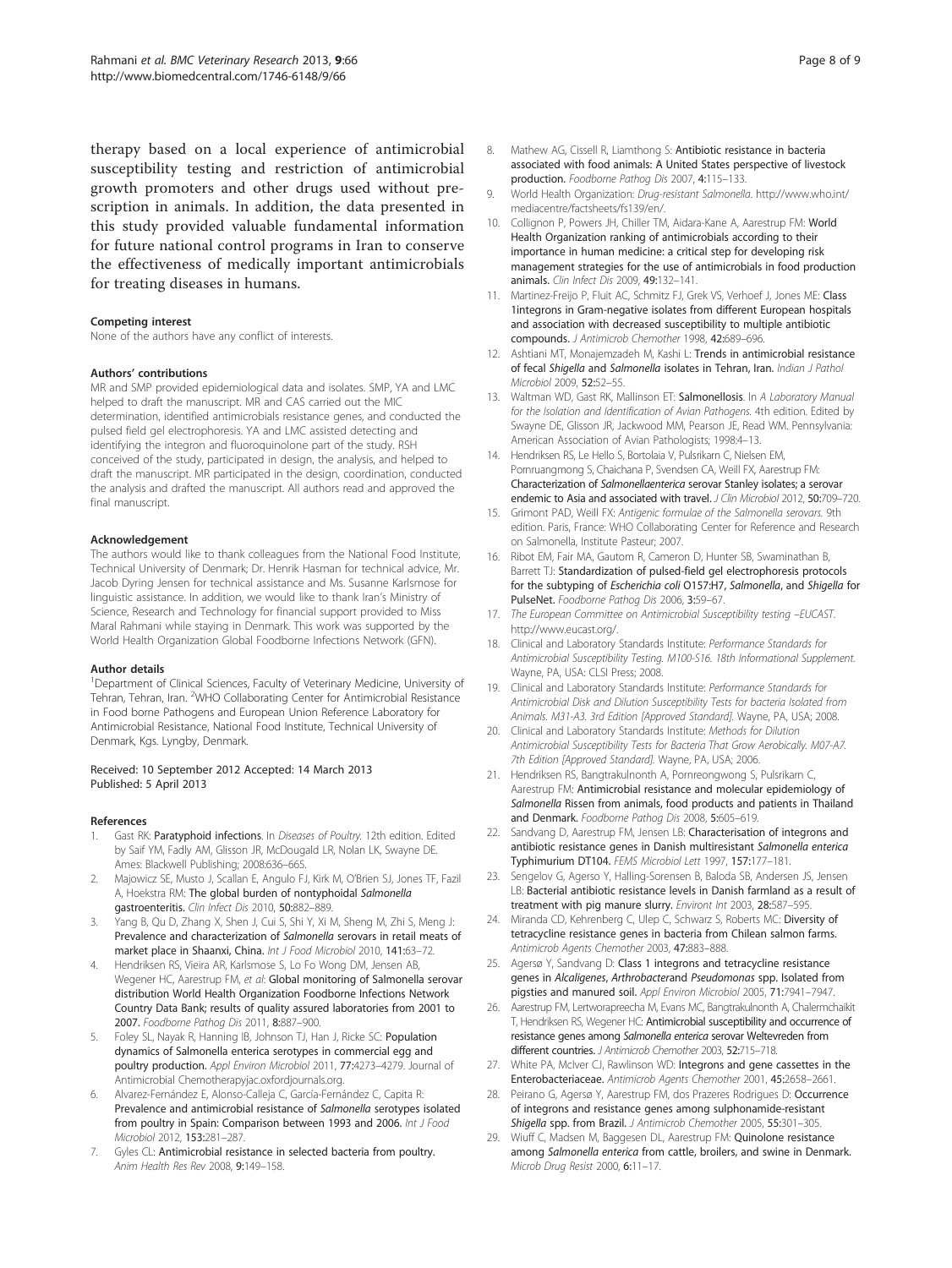therapy based on a local experience of antimicrobial susceptibility testing and restriction of antimicrobial growth promoters and other drugs used without prescription in animals. In addition, the data presented in this study provided valuable fundamental information for future national control programs in Iran to conserve the effectiveness of medically important antimicrobials for treating diseases in humans.

#### Competing interest

None of the authors have any conflict of interests.

#### Authors' contributions

MR and SMP provided epidemiological data and isolates. SMP, YA and LMC helped to draft the manuscript. MR and CAS carried out the MIC determination, identified antimicrobials resistance genes, and conducted the pulsed field gel electrophoresis. YA and LMC assisted detecting and identifying the integron and fluoroquinolone part of the study. RSH conceived of the study, participated in design, the analysis, and helped to draft the manuscript. MR participated in the design, coordination, conducted the analysis and drafted the manuscript. All authors read and approved the final manuscript.

#### Acknowledgement

The authors would like to thank colleagues from the National Food Institute, Technical University of Denmark; Dr. Henrik Hasman for technical advice, Mr. Jacob Dyring Jensen for technical assistance and Ms. Susanne Karlsmose for linguistic assistance. In addition, we would like to thank Iran's Ministry of Science, Research and Technology for financial support provided to Miss Maral Rahmani while staying in Denmark. This work was supported by the World Health Organization Global Foodborne Infections Network (GFN).

#### Author details

[1]Department of Clinical Sciences, Faculty of Veterinary Medicine, University of Tehran, Tehran, Iran. [2]WHO Collaborating Center for Antimicrobial Resistance in Food borne Pathogens and European Union Reference Laboratory for Antimicrobial Resistance, National Food Institute, Technical University of Denmark, Kgs. Lyngby, Denmark.

Received: 10 September 2012 Accepted: 14 March 2013
Published: 5 April 2013

#### References

1. Gast RK: **Paratyphoid infections**. In *Diseases of Poultry*. 12th edition. Edited by Saif YM, Fadly AM, Glisson JR, McDougald LR, Nolan LK, Swayne DE. Ames: Blackwell Publishing; 2008:636–665.
2. Majowicz SE, Musto J, Scallan E, Angulo FJ, Kirk M, O'Brien SJ, Jones TF, Fazil A, Hoekstra RM: **The global burden of nontyphoidal *Salmonella* gastroenteritis.** *Clin Infect Dis* 2010, **50:**882–889.
3. Yang B, Qu D, Zhang X, Shen J, Cui S, Shi Y, Xi M, Sheng M, Zhi S, Meng J: **Prevalence and characterization of *Salmonella* serovars in retail meats of market place in Shaanxi, China.** *Int J Food Microbiol* 2010, **141:**63–72.
4. Hendriksen RS, Vieira AR, Karlsmose S, Lo Fo Wong DM, Jensen AB, Wegener HC, Aarestrup FM, *et al*: **Global monitoring of Salmonella serovar distribution World Health Organization Foodborne Infections Network Country Data Bank; results of quality assured laboratories from 2001 to 2007.** *Foodborne Pathog Dis* 2011, **8:**887–900.
5. Foley SL, Nayak R, Hanning IB, Johnson TJ, Han J, Ricke SC: **Population dynamics of Salmonella enterica serotypes in commercial egg and poultry production.** *Appl Environ Microbiol* 2011, **77:**4273–4279. Journal of Antimicrobial Chemotherapyjac.oxfordjournals.org.
6. Alvarez-Fernández E, Alonso-Calleja C, García-Fernández C, Capita R: **Prevalence and antimicrobial resistance of *Salmonella* serotypes isolated from poultry in Spain: Comparison between 1993 and 2006.** *Int J Food Microbiol* 2012, **153:**281–287.
7. Gyles CL: **Antimicrobial resistance in selected bacteria from poultry.** *Anim Health Res Rev* 2008, **9:**149–158.
8. Mathew AG, Cissell R, Liamthong S: **Antibiotic resistance in bacteria associated with food animals: A United States perspective of livestock production.** *Foodborne Pathog Dis* 2007, **4:**115–133.
9. World Health Organization: *Drug-resistant Salmonella*. http://www.who.int/mediacentre/factsheets/fs139/en/.
10. Collignon P, Powers JH, Chiller TM, Aidara-Kane A, Aarestrup FM: **World Health Organization ranking of antimicrobials according to their importance in human medicine: a critical step for developing risk management strategies for the use of antimicrobials in food production animals.** *Clin Infect Dis* 2009, **49:**132–141.
11. Martinez-Freijo P, Fluit AC, Schmitz FJ, Grek VS, Verhoef J, Jones ME: **Class 1integrons in Gram-negative isolates from different European hospitals and association with decreased susceptibility to multiple antibiotic compounds.** *J Antimicrob Chemother* 1998, **42:**689–696.
12. Ashtiani MT, Monajemzadeh M, Kashi L: **Trends in antimicrobial resistance of fecal *Shigella* and *Salmonella* isolates in Tehran, Iran.** *Indian J Pathol Microbiol* 2009, **52:**52–55.
13. Waltman WD, Gast RK, Mallinson ET: **Salmonellosis**. In *A Laboratory Manual for the Isolation and Identification of Avian Pathogens*. 4th edition. Edited by Swayne DE, Glisson JR, Jackwood MM, Pearson JE, Read WM. Pennsylvania: American Association of Avian Pathologists; 1998:4–13.
14. Hendriksen RS, Le Hello S, Bortolaia V, Pulsrikarn C, Nielsen EM, Pornruangmong S, Chaichana P, Svendsen CA, Weill FX, Aarestrup FM: **Characterization of *Salmonellaenterica* serovar Stanley isolates; a serovar endemic to Asia and associated with travel.** *J Clin Microbiol* 2012, **50:**709–720.
15. Grimont PAD, Weill FX: *Antigenic formulae of the Salmonella serovars*. 9th edition. Paris, France: WHO Collaborating Center for Reference and Research on Salmonella, Institute Pasteur; 2007.
16. Ribot EM, Fair MA, Gautom R, Cameron D, Hunter SB, Swaminathan B, Barrett TJ: **Standardization of pulsed-field gel electrophoresis protocols for the subtyping of *Escherichia coli* O157:H7, *Salmonella*, and *Shigella* for PulseNet.** *Foodborne Pathog Dis* 2006, **3:**59–67.
17. *The European Committee on Antimicrobial Susceptibility testing –EUCAST*. http://www.eucast.org/.
18. Clinical and Laboratory Standards Institute: *Performance Standards for Antimicrobial Susceptibility Testing. M100-S16. 18th Informational Supplement*. Wayne, PA, USA: CLSI Press; 2008.
19. Clinical and Laboratory Standards Institute: *Performance Standards for Antimicrobial Disk and Dilution Susceptibility Tests for bacteria Isolated from Animals. M31-A3. 3rd Edition [Approved Standard]*. Wayne, PA, USA; 2008.
20. Clinical and Laboratory Standards Institute: *Methods for Dilution Antimicrobial Susceptibility Tests for Bacteria That Grow Aerobically. M07-A7. 7th Edition [Approved Standard]*. Wayne, PA, USA; 2006.
21. Hendriksen RS, Bangtrakulnonth A, Pornreongwong S, Pulsrikarn C, Aarestrup FM: **Antimicrobial resistance and molecular epidemiology of *Salmonella* Rissen from animals, food products and patients in Thailand and Denmark.** *Foodborne Pathog Dis* 2008, **5:**605–619.
22. Sandvang D, Aarestrup FM, Jensen LB: **Characterisation of integrons and antibiotic resistance genes in Danish multiresistant *Salmonella enterica* Typhimurium DT104.** *FEMS Microbiol Lett* 1997, **157:**177–181.
23. Sengelov G, Agerso Y, Halling-Sorensen B, Baloda SB, Andersen JS, Jensen LB: **Bacterial antibiotic resistance levels in Danish farmland as a result of treatment with pig manure slurry.** *Environt Int* 2003, **28:**587–595.
24. Miranda CD, Kehrenberg C, Ulep C, Schwarz S, Roberts MC: **Diversity of tetracycline resistance genes in bacteria from Chilean salmon farms.** *Antimicrob Agents Chemother* 2003, **47:**883–888.
25. Agersø Y, Sandvang D: **Class 1 integrons and tetracycline resistance genes in *Alcaligenes*, *Arthrobacter*and *Pseudomonas* spp. Isolated from pigsties and manured soil.** *Appl Environ Microbiol* 2005, **71:**7941–7947.
26. Aarestrup FM, Lertworapreecha M, Evans MC, Bangtrakulnonth A, Chalermchaikit T, Hendriksen RS, Wegener HC: **Antimicrobial susceptibility and occurrence of resistance genes among *Salmonella enterica* serovar Weltevreden from different countries.** *J Antimicrob Chemother* 2003, **52:**715–718.
27. White PA, McIver CJ, Rawlinson WD: **Integrons and gene cassettes in the Enterobacteriaceae.** *Antimicrob Agents Chemother* 2001, **45:**2658–2661.
28. Peirano G, Agersø Y, Aarestrup FM, dos Prazeres Rodrigues D: **Occurrence of integrons and resistance genes among sulphonamide-resistant *Shigella* spp. from Brazil.** *J Antimicrob Chemother* 2005, **55:**301–305.
29. Wiuff C, Madsen M, Baggesen DL, Aarestrup FM: **Quinolone resistance among *Salmonella enterica* from cattle, broilers, and swine in Denmark.** *Microb Drug Resist* 2000, **6:**11–17.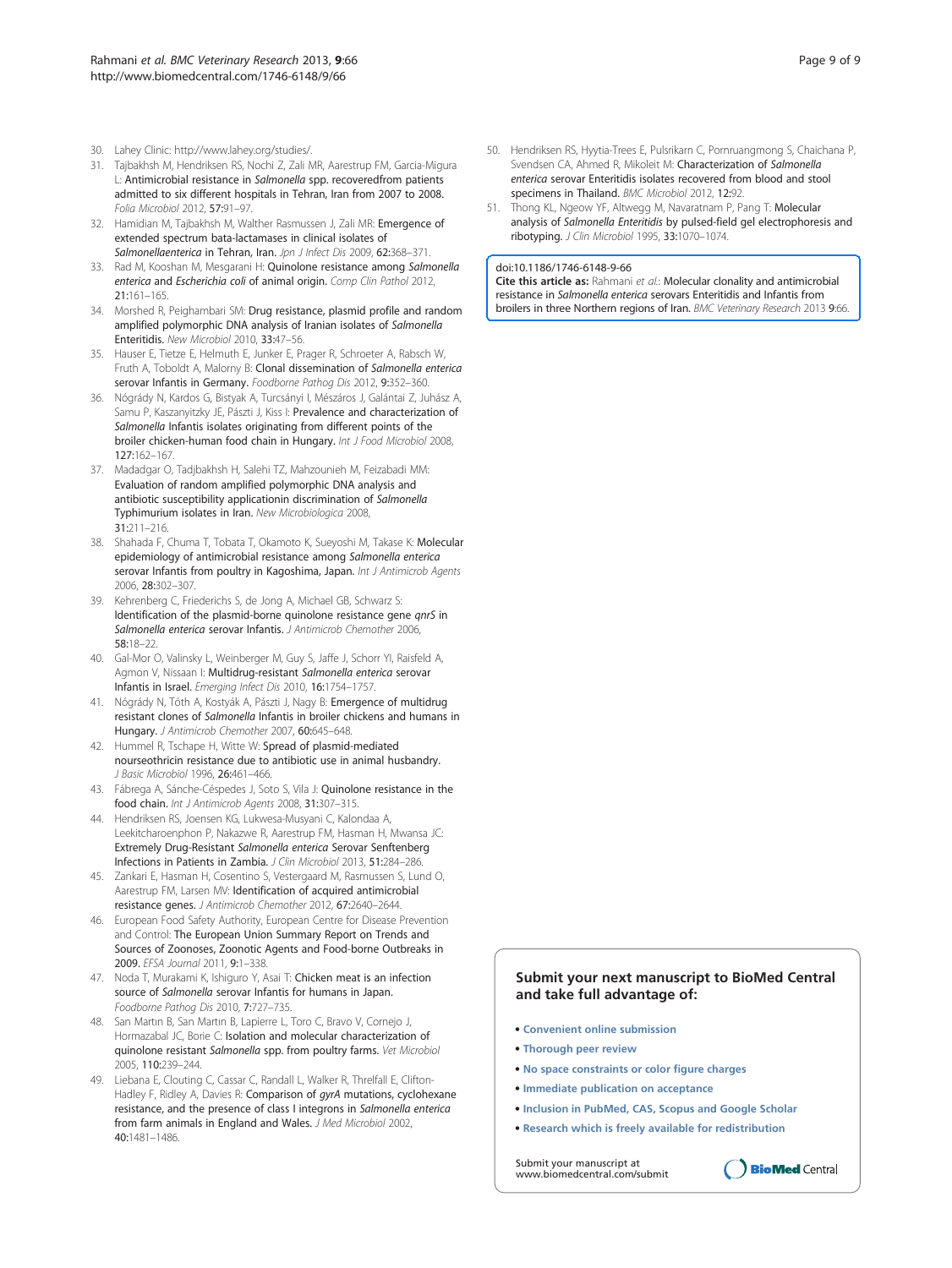30. Lahey Clinic: http://www.lahey.org/studies/.
31. Tajbakhsh M, Hendriksen RS, Nochi Z, Zali MR, Aarestrup FM, Garcia-Migura L: Antimicrobial resistance in *Salmonella* spp. recoveredfrom patients admitted to six different hospitals in Tehran, Iran from 2007 to 2008. *Folia Microbiol* 2012, 57:91–97.
32. Hamidian M, Tajbakhsh M, Walther Rasmussen J, Zali MR: Emergence of extended spectrum bata-lactamases in clinical isolates of *Salmonellaenterica* in Tehran, Iran. *Jpn J Infect Dis* 2009, 62:368–371.
33. Rad M, Kooshan M, Mesgarani H: Quinolone resistance among *Salmonella enterica* and *Escherichia coli* of animal origin. *Comp Clin Pathol* 2012, 21:161–165.
34. Morshed R, Peighambari SM: Drug resistance, plasmid profile and random amplified polymorphic DNA analysis of Iranian isolates of *Salmonella* Enteritidis. *New Microbiol* 2010, 33:47–56.
35. Hauser E, Tietze E, Helmuth R, Junker E, Prager R, Schroeter A, Rabsch W, Fruth A, Toboldt A, Malorny B: Clonal dissemination of *Salmonella enterica* serovar Infantis in Germany. *Foodborne Pathog Dis* 2012, 9:352–360.
36. Nógrády N, Kardos G, Bistyak A, Turcsányi I, Mészáros J, Galántai Z, Juhász A, Samu P, Kaszanyitzky JE, Pászti J, Kiss I: Prevalence and characterization of *Salmonella* Infantis isolates originating from different points of the broiler chicken-human food chain in Hungary. *Int J Food Microbiol* 2008, 127:162–167.
37. Madadgar O, Tadjbakhsh H, Salehi TZ, Mahzounieh M, Feizabadi MM: Evaluation of random amplified polymorphic DNA analysis and antibiotic susceptibility applicationin discrimination of *Salmonella* Typhimurium isolates in Iran. *New Microbiologica* 2008, 31:211–216.
38. Shahada F, Chuma T, Tobata T, Okamoto K, Sueyoshi M, Takase K: Molecular epidemiology of antimicrobial resistance among *Salmonella enterica* serovar Infantis from poultry in Kagoshima, Japan. *Int J Antimicrob Agents* 2006, 28:302–307.
39. Kehrenberg C, Friederichs S, de Jong A, Michael GB, Schwarz S: Identification of the plasmid-borne quinolone resistance gene *qnrS* in *Salmonella enterica* serovar Infantis. *J Antimicrob Chemother* 2006, 58:18–22.
40. Gal-Mor O, Valinsky L, Weinberger M, Guy S, Jaffe J, Schorr YI, Raisfeld A, Agmon V, Nissaan I: Multidrug-resistant *Salmonella enterica* serovar Infantis in Israel. *Emerging Infect Dis* 2010, 16:1754–1757.
41. Nógrády N, Tóth A, Kostyák A, Pászti J, Nagy B: Emergence of multidrug resistant clones of *Salmonella* Infantis in broiler chickens and humans in Hungary. *J Antimicrob Chemother* 2007, 60:645–648.
42. Hummel R, Tschape H, Witte W: Spread of plasmid-mediated nourseothricin resistance due to antibiotic use in animal husbandry. *J Basic Microbiol* 1996, 26:461–466.
43. Fàbrega A, Sánche-Céspedes J, Soto S, Vila J: Quinolone resistance in the food chain. *Int J Antimicrob Agents* 2008, 31:307–315.
44. Hendriksen RS, Joensen KG, Lukwesa-Musyani C, Kalondaa A, Leekitcharoenphon P, Nakazwe R, Aarestrup FM, Hasman H, Mwansa JC: Extremely Drug-Resistant *Salmonella enterica* Serovar Senftenberg Infections in Patients in Zambia. *J Clin Microbiol* 2013, 51:284–286.
45. Zankari E, Hasman H, Cosentino S, Vestergaard M, Rasmussen S, Lund O, Aarestrup FM, Larsen MV: Identification of acquired antimicrobial resistance genes. *J Antimicrob Chemother* 2012, 67:2640–2644.
46. European Food Safety Authority, European Centre for Disease Prevention and Control: The European Union Summary Report on Trends and Sources of Zoonoses, Zoonotic Agents and Food-borne Outbreaks in 2009. *EFSA Journal* 2011, 9:1–338.
47. Noda T, Murakami K, Ishiguro Y, Asai T: Chicken meat is an infection source of *Salmonella* serovar Infantis for humans in Japan. *Foodborne Pathog Dis* 2010, 7:727–735.
48. San Martın B, San Martın B, Lapierre L, Toro C, Bravo V, Cornejo J, Hormazabal JC, Borie C: Isolation and molecular characterization of quinolone resistant *Salmonella* spp. from poultry farms. *Vet Microbiol* 2005, 110:239–244.
49. Liebana E, Clouting C, Cassar C, Randall L, Walker R, Threlfall E, Clifton-Hadley F, Ridley A, Davies R: Comparison of *gyrA* mutations, cyclohexane resistance, and the presence of class I integrons in *Salmonella enterica* from farm animals in England and Wales. *J Med Microbiol* 2002, 40:1481–1486.
50. Hendriksen RS, Hyytia-Trees E, Pulsrikarn C, Pornruangmong S, Chaichana P, Svendsen CA, Ahmed R, Mikoleit M: Characterization of *Salmonella enterica* serovar Enteritidis isolates recovered from blood and stool specimens in Thailand. *BMC Microbiol* 2012, 12:92.
51. Thong KL, Ngeow YF, Altwegg M, Navaratnam P, Pang T: Molecular analysis of *Salmonella Enteritidis* by pulsed-field gel electrophoresis and ribotyping. *J Clin Microbiol* 1995, 33:1070–1074.

doi:10.1186/1746-6148-9-66

**Cite this article as:** Rahmani *et al.*: Molecular clonality and antimicrobial resistance in *Salmonella enterica* serovars Enteritidis and Infantis from broilers in three Northern regions of Iran. *BMC Veterinary Research* 2013 9:66.